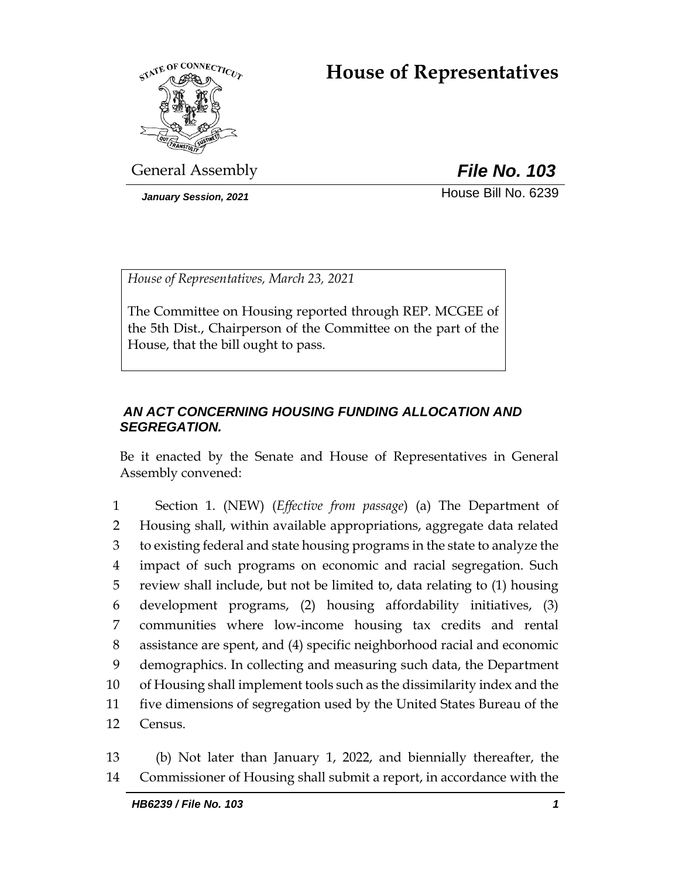# House of Representatives

General Assembly

***File No. 103***

*January Session, 2021*

House Bill No. 6239

*House of Representatives, March 23, 2021*

The Committee on Housing reported through REP. MCGEE of the 5th Dist., Chairperson of the Committee on the part of the House, that the bill ought to pass.

***AN ACT CONCERNING HOUSING FUNDING ALLOCATION AND SEGREGATION.***

Be it enacted by the Senate and House of Representatives in General Assembly convened:

1 Section 1. (NEW) (*Effective from passage*) (a) The Department of
2 Housing shall, within available appropriations, aggregate data related
3 to existing federal and state housing programs in the state to analyze the
4 impact of such programs on economic and racial segregation. Such
5 review shall include, but not be limited to, data relating to (1) housing
6 development programs, (2) housing affordability initiatives, (3)
7 communities where low-income housing tax credits and rental
8 assistance are spent, and (4) specific neighborhood racial and economic
9 demographics. In collecting and measuring such data, the Department
10 of Housing shall implement tools such as the dissimilarity index and the
11 five dimensions of segregation used by the United States Bureau of the
12 Census.

13 (b) Not later than January 1, 2022, and biennially thereafter, the
14 Commissioner of Housing shall submit a report, in accordance with the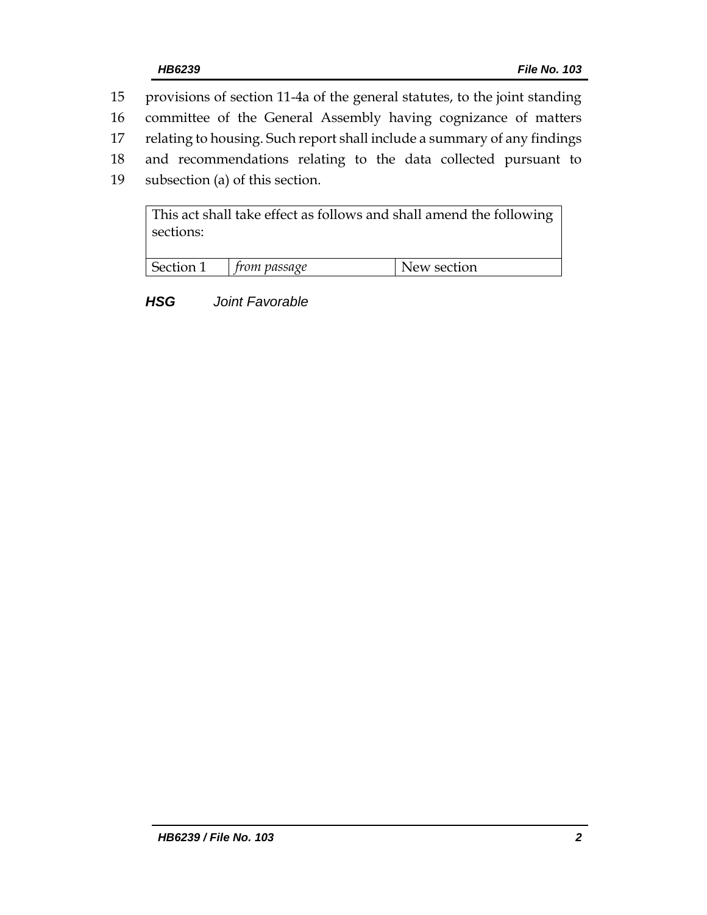15 provisions of section 11-4a of the general statutes, to the joint standing
16 committee of the General Assembly having cognizance of matters
17 relating to housing. Such report shall include a summary of any findings
18 and recommendations relating to the data collected pursuant to
19 subsection (a) of this section.

| This act shall take effect as follows and shall amend the following sections: | | |
|---|---|---|
| Section 1 | *from passage* | New section |

***HSG*** *Joint Favorable*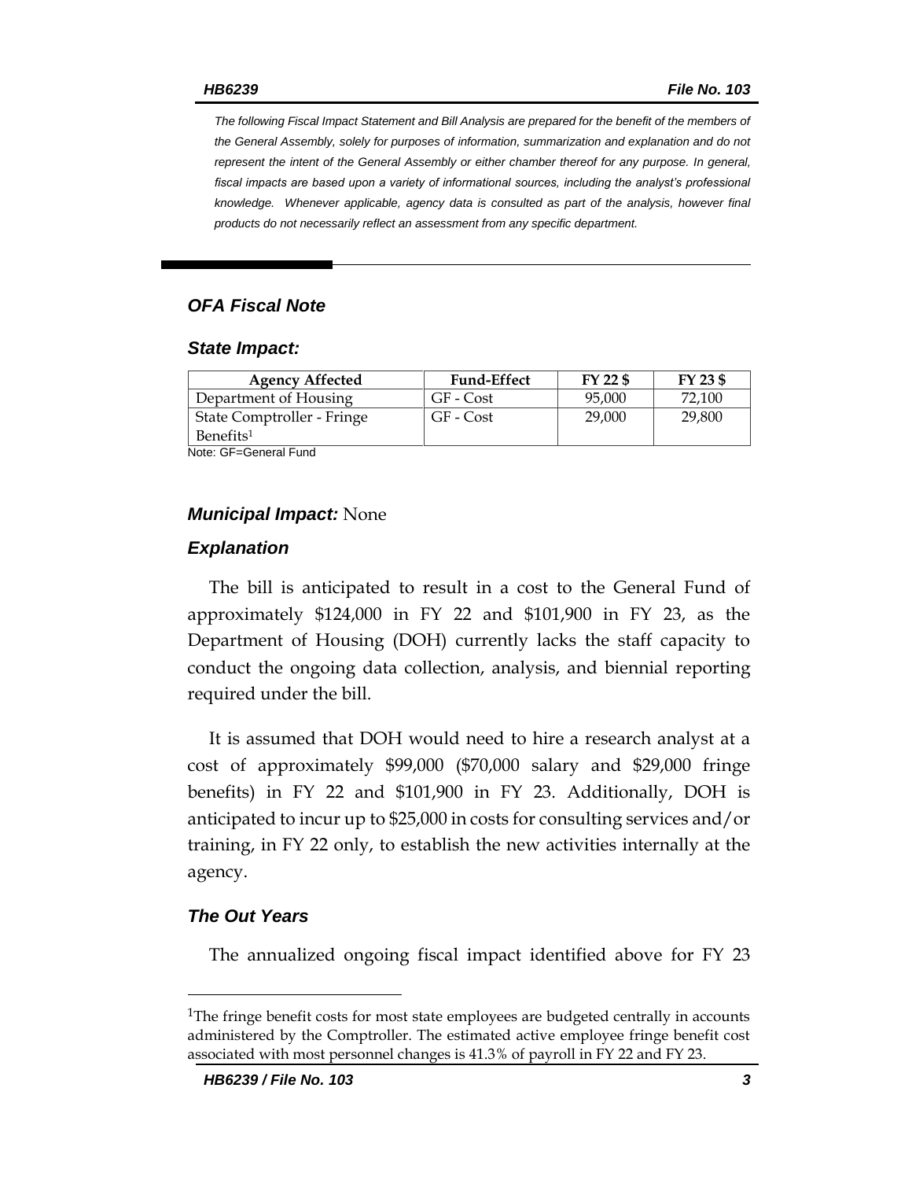*The following Fiscal Impact Statement and Bill Analysis are prepared for the benefit of the members of the General Assembly, solely for purposes of information, summarization and explanation and do not represent the intent of the General Assembly or either chamber thereof for any purpose. In general, fiscal impacts are based upon a variety of informational sources, including the analyst's professional knowledge. Whenever applicable, agency data is consulted as part of the analysis, however final products do not necessarily reflect an assessment from any specific department.*

## *OFA Fiscal Note*

### *State Impact:*

| Agency Affected | Fund-Effect | FY 22 $ | FY 23 $ |
|---|---|---|---|
| Department of Housing | GF - Cost | 95,000 | 72,100 |
| State Comptroller - Fringe Benefits[1] | GF - Cost | 29,000 | 29,800 |

Note: GF=General Fund

### *Municipal Impact:* None

### *Explanation*

The bill is anticipated to result in a cost to the General Fund of approximately $124,000 in FY 22 and $101,900 in FY 23, as the Department of Housing (DOH) currently lacks the staff capacity to conduct the ongoing data collection, analysis, and biennial reporting required under the bill.

It is assumed that DOH would need to hire a research analyst at a cost of approximately $99,000 ($70,000 salary and $29,000 fringe benefits) in FY 22 and $101,900 in FY 23. Additionally, DOH is anticipated to incur up to $25,000 in costs for consulting services and/or training, in FY 22 only, to establish the new activities internally at the agency.

### *The Out Years*

The annualized ongoing fiscal impact identified above for FY 23

[1]The fringe benefit costs for most state employees are budgeted centrally in accounts administered by the Comptroller. The estimated active employee fringe benefit cost associated with most personnel changes is 41.3% of payroll in FY 22 and FY 23.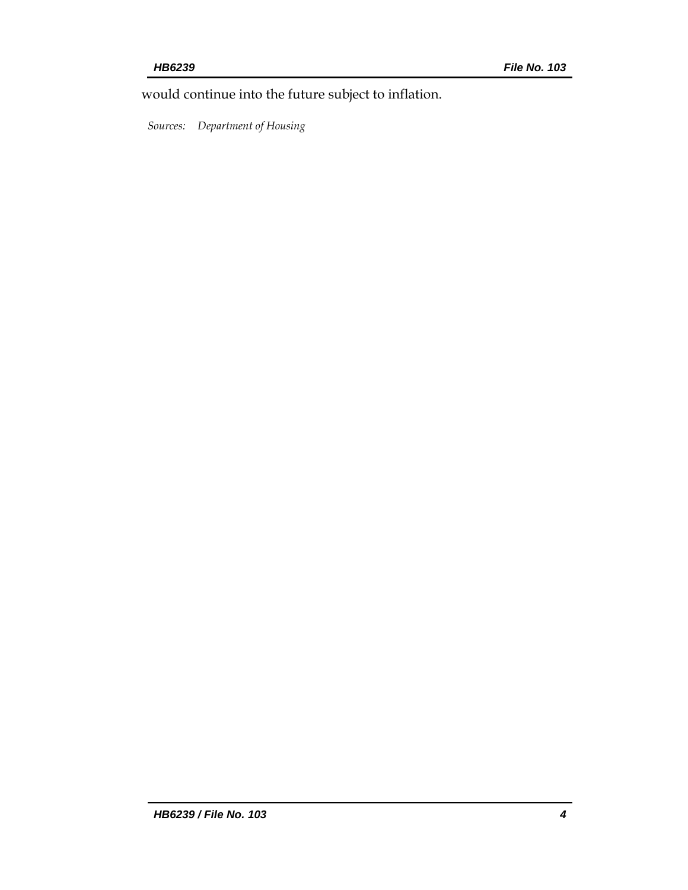would continue into the future subject to inflation.

*Sources: Department of Housing*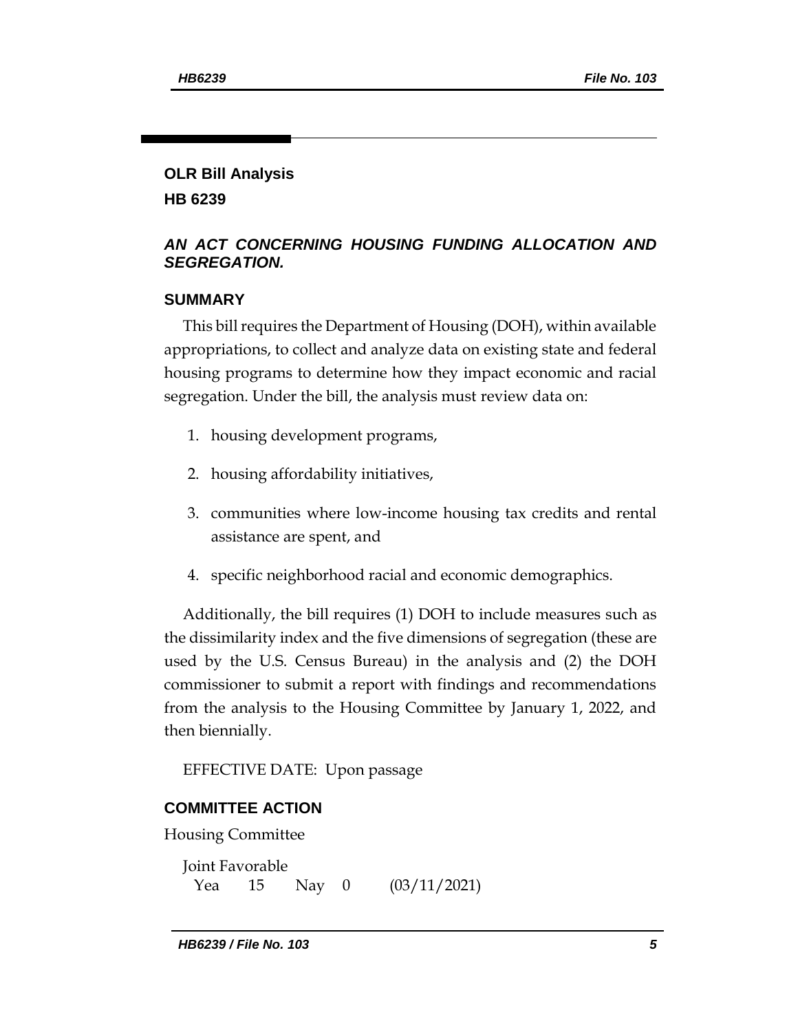## OLR Bill Analysis

## HB 6239

### *AN ACT CONCERNING HOUSING FUNDING ALLOCATION AND SEGREGATION.*

### SUMMARY

This bill requires the Department of Housing (DOH), within available appropriations, to collect and analyze data on existing state and federal housing programs to determine how they impact economic and racial segregation. Under the bill, the analysis must review data on:

1. housing development programs,
2. housing affordability initiatives,
3. communities where low-income housing tax credits and rental assistance are spent, and
4. specific neighborhood racial and economic demographics.

Additionally, the bill requires (1) DOH to include measures such as the dissimilarity index and the five dimensions of segregation (these are used by the U.S. Census Bureau) in the analysis and (2) the DOH commissioner to submit a report with findings and recommendations from the analysis to the Housing Committee by January 1, 2022, and then biennially.

EFFECTIVE DATE: Upon passage

### COMMITTEE ACTION

Housing Committee

| | | | | |
|---|---|---|---|---|
| Joint Favorable | | | | |
| Yea | 15 | Nay | 0 | (03/11/2021) |